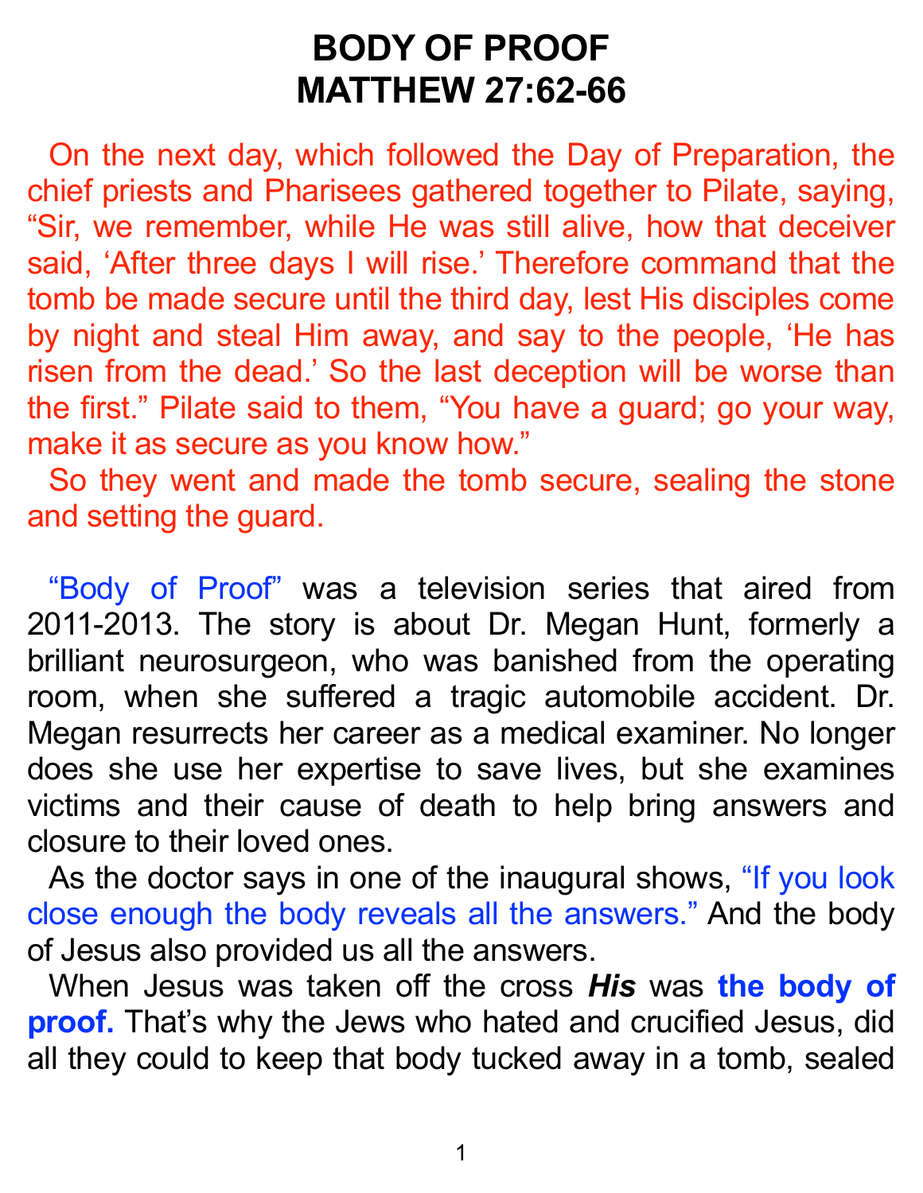# BODY OF PROOF
# MATTHEW 27:62-66

On the next day, which followed the Day of Preparation, the chief priests and Pharisees gathered together to Pilate, saying, "Sir, we remember, while He was still alive, how that deceiver said, 'After three days I will rise.' Therefore command that the tomb be made secure until the third day, lest His disciples come by night and steal Him away, and say to the people, 'He has risen from the dead.' So the last deception will be worse than the first." Pilate said to them, "You have a guard; go your way, make it as secure as you know how."

So they went and made the tomb secure, sealing the stone and setting the guard.

"Body of Proof" was a television series that aired from 2011-2013. The story is about Dr. Megan Hunt, formerly a brilliant neurosurgeon, who was banished from the operating room, when she suffered a tragic automobile accident. Dr. Megan resurrects her career as a medical examiner. No longer does she use her expertise to save lives, but she examines victims and their cause of death to help bring answers and closure to their loved ones.

As the doctor says in one of the inaugural shows, "If you look close enough the body reveals all the answers." And the body of Jesus also provided us all the answers.

When Jesus was taken off the cross ***His*** was **the body of proof.** That's why the Jews who hated and crucified Jesus, did all they could to keep that body tucked away in a tomb, sealed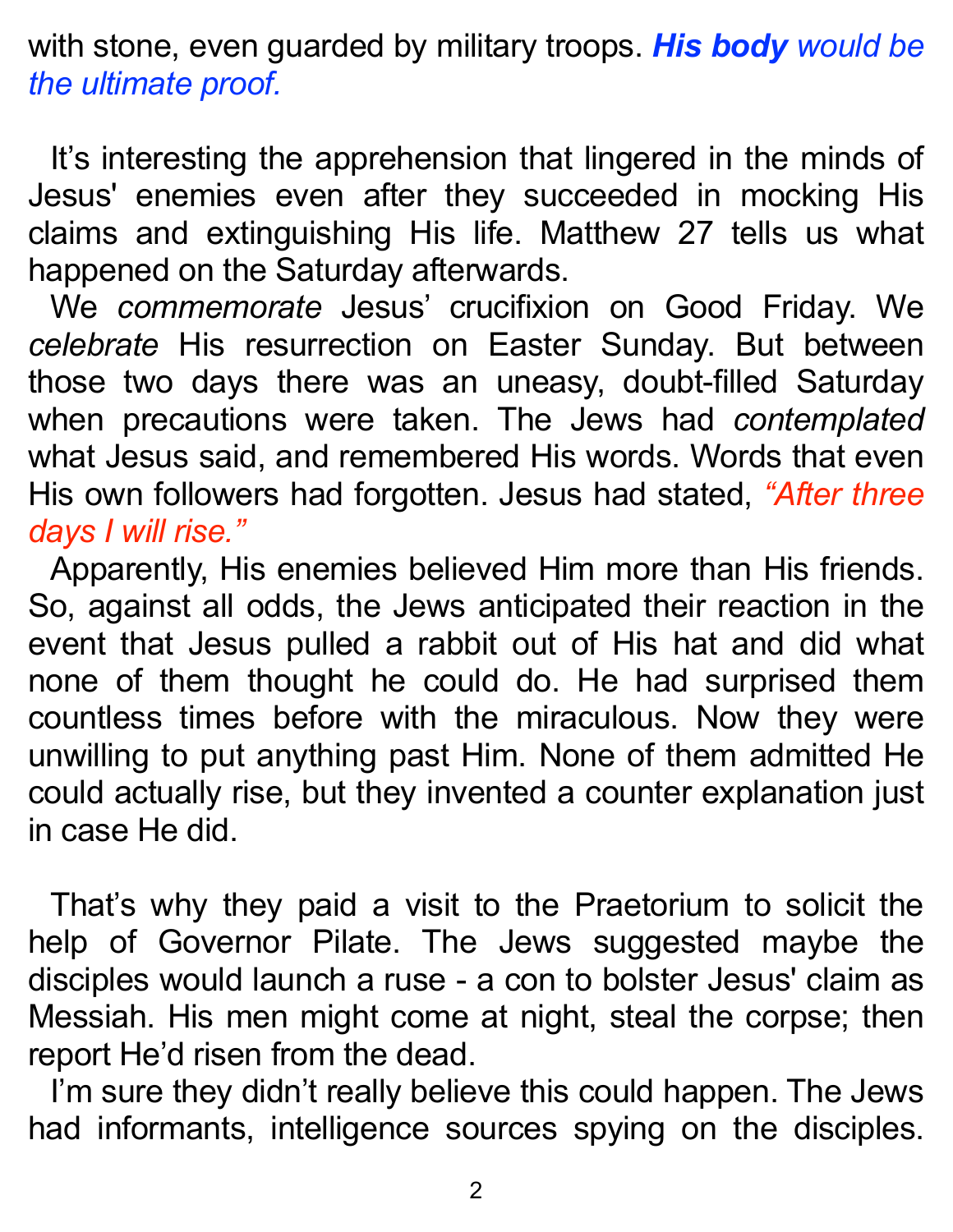with stone, even guarded by military troops. ***His body** would be the ultimate proof.*

It's interesting the apprehension that lingered in the minds of Jesus' enemies even after they succeeded in mocking His claims and extinguishing His life. Matthew 27 tells us what happened on the Saturday afterwards.

We *commemorate* Jesus' crucifixion on Good Friday. We *celebrate* His resurrection on Easter Sunday. But between those two days there was an uneasy, doubt-filled Saturday when precautions were taken. The Jews had *contemplated* what Jesus said, and remembered His words. Words that even His own followers had forgotten. Jesus had stated, *"After three days I will rise."*

Apparently, His enemies believed Him more than His friends. So, against all odds, the Jews anticipated their reaction in the event that Jesus pulled a rabbit out of His hat and did what none of them thought he could do. He had surprised them countless times before with the miraculous. Now they were unwilling to put anything past Him. None of them admitted He could actually rise, but they invented a counter explanation just in case He did.

That's why they paid a visit to the Praetorium to solicit the help of Governor Pilate. The Jews suggested maybe the disciples would launch a ruse - a con to bolster Jesus' claim as Messiah. His men might come at night, steal the corpse; then report He'd risen from the dead.

I'm sure they didn't really believe this could happen. The Jews had informants, intelligence sources spying on the disciples.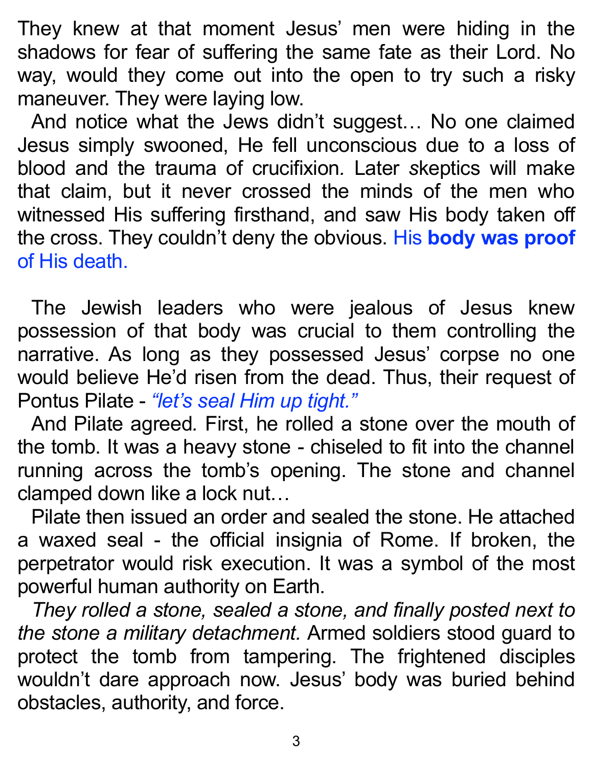They knew at that moment Jesus' men were hiding in the shadows for fear of suffering the same fate as their Lord. No way, would they come out into the open to try such a risky maneuver. They were laying low.

And notice what the Jews didn't suggest… No one claimed Jesus simply swooned, He fell unconscious due to a loss of blood and the trauma of crucifixion. Later skeptics will make that claim, but it never crossed the minds of the men who witnessed His suffering firsthand, and saw His body taken off the cross. They couldn't deny the obvious. His **body was proof** of His death.

The Jewish leaders who were jealous of Jesus knew possession of that body was crucial to them controlling the narrative. As long as they possessed Jesus' corpse no one would believe He'd risen from the dead. Thus, their request of Pontus Pilate - *"let's seal Him up tight."*

And Pilate agreed. First, he rolled a stone over the mouth of the tomb. It was a heavy stone - chiseled to fit into the channel running across the tomb's opening. The stone and channel clamped down like a lock nut…

Pilate then issued an order and sealed the stone. He attached a waxed seal - the official insignia of Rome. If broken, the perpetrator would risk execution. It was a symbol of the most powerful human authority on Earth.

*They rolled a stone, sealed a stone, and finally posted next to the stone a military detachment.* Armed soldiers stood guard to protect the tomb from tampering. The frightened disciples wouldn't dare approach now. Jesus' body was buried behind obstacles, authority, and force.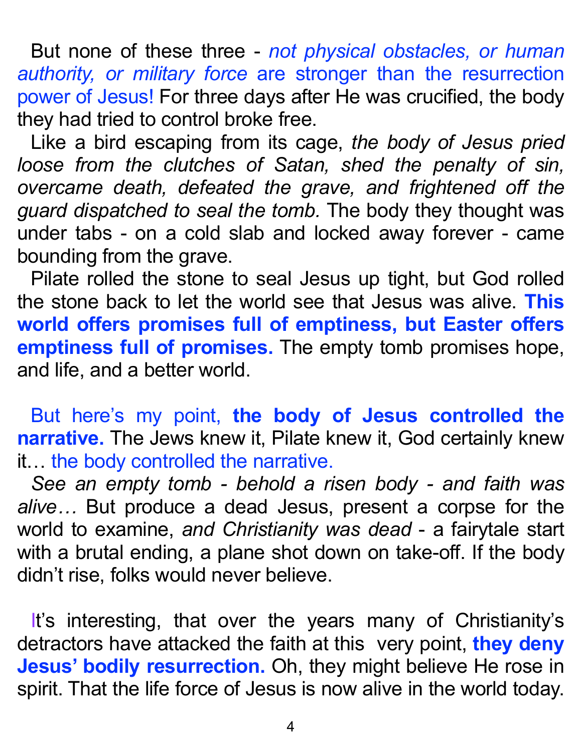But none of these three - *not physical obstacles, or human authority, or military force* are stronger than the resurrection power of Jesus! For three days after He was crucified, the body they had tried to control broke free.

Like a bird escaping from its cage, *the body of Jesus pried loose from the clutches of Satan, shed the penalty of sin, overcame death, defeated the grave, and frightened off the guard dispatched to seal the tomb.* The body they thought was under tabs - on a cold slab and locked away forever - came bounding from the grave.

Pilate rolled the stone to seal Jesus up tight, but God rolled the stone back to let the world see that Jesus was alive. **This world offers promises full of emptiness, but Easter offers emptiness full of promises.** The empty tomb promises hope, and life, and a better world.

But here's my point, **the body of Jesus controlled the narrative.** The Jews knew it, Pilate knew it, God certainly knew it… the body controlled the narrative.

*See an empty tomb - behold a risen body - and faith was alive…* But produce a dead Jesus, present a corpse for the world to examine, *and Christianity was dead* - a fairytale start with a brutal ending, a plane shot down on take-off. If the body didn't rise, folks would never believe.

It's interesting, that over the years many of Christianity's detractors have attacked the faith at this very point, **they deny Jesus' bodily resurrection.** Oh, they might believe He rose in spirit. That the life force of Jesus is now alive in the world today.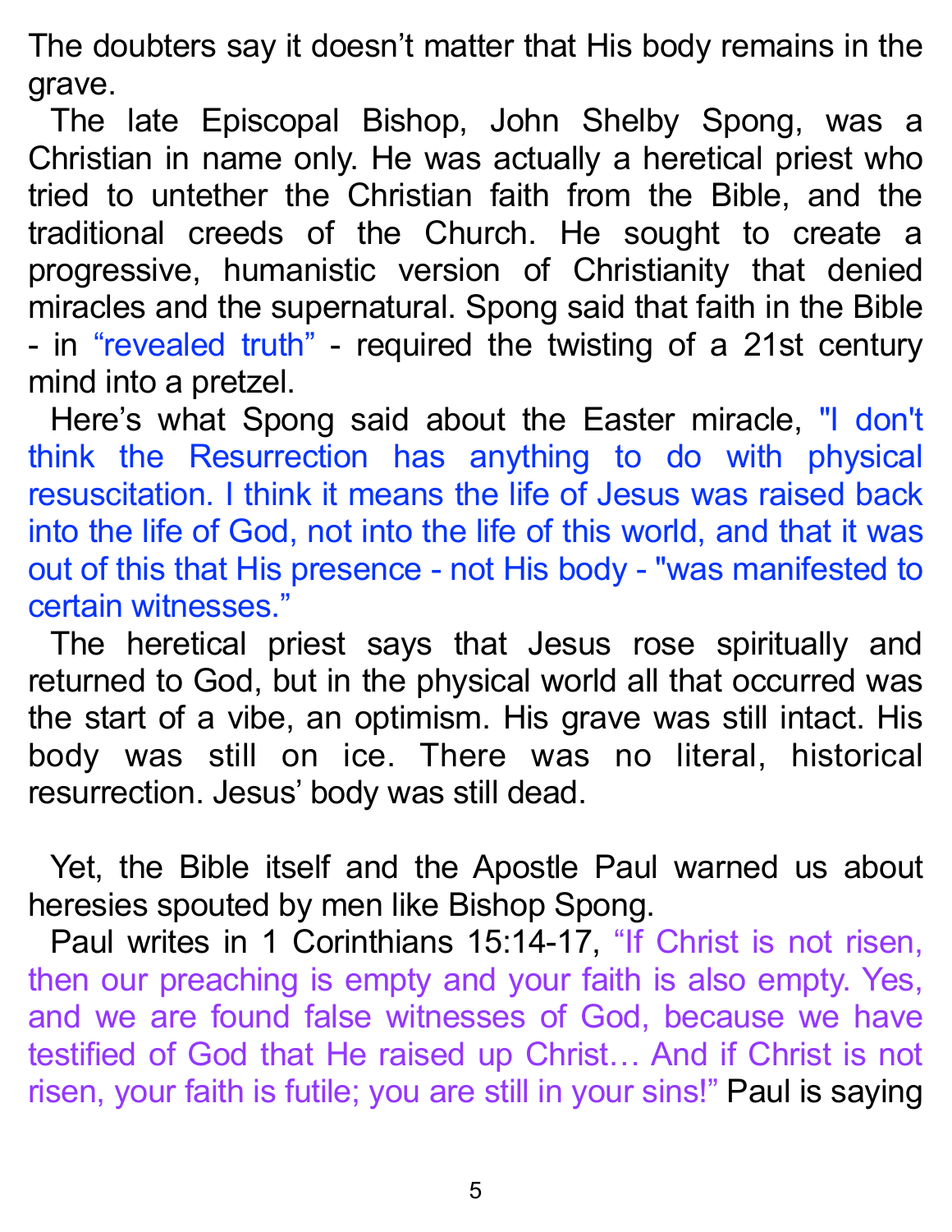The doubters say it doesn't matter that His body remains in the grave.

The late Episcopal Bishop, John Shelby Spong, was a Christian in name only. He was actually a heretical priest who tried to untether the Christian faith from the Bible, and the traditional creeds of the Church. He sought to create a progressive, humanistic version of Christianity that denied miracles and the supernatural. Spong said that faith in the Bible - in "revealed truth" - required the twisting of a 21st century mind into a pretzel.

Here's what Spong said about the Easter miracle, "I don't think the Resurrection has anything to do with physical resuscitation. I think it means the life of Jesus was raised back into the life of God, not into the life of this world, and that it was out of this that His presence - not His body - "was manifested to certain witnesses."

The heretical priest says that Jesus rose spiritually and returned to God, but in the physical world all that occurred was the start of a vibe, an optimism. His grave was still intact. His body was still on ice. There was no literal, historical resurrection. Jesus' body was still dead.

Yet, the Bible itself and the Apostle Paul warned us about heresies spouted by men like Bishop Spong.

Paul writes in 1 Corinthians 15:14-17, "If Christ is not risen, then our preaching is empty and your faith is also empty. Yes, and we are found false witnesses of God, because we have testified of God that He raised up Christ… And if Christ is not risen, your faith is futile; you are still in your sins!" Paul is saying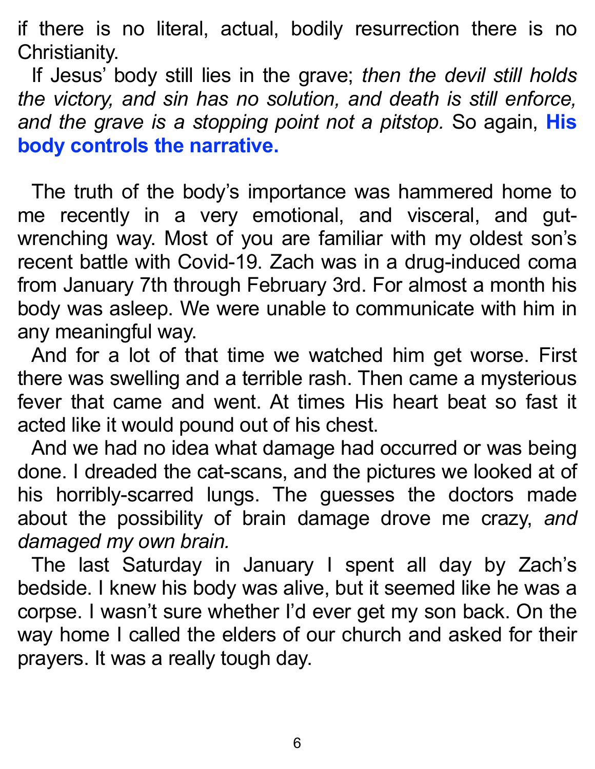if there is no literal, actual, bodily resurrection there is no Christianity.

If Jesus' body still lies in the grave; *then the devil still holds the victory, and sin has no solution, and death is still enforce, and the grave is a stopping point not a pitstop.* So again, **His body controls the narrative.**

The truth of the body's importance was hammered home to me recently in a very emotional, and visceral, and gut-wrenching way. Most of you are familiar with my oldest son's recent battle with Covid-19. Zach was in a drug-induced coma from January 7th through February 3rd. For almost a month his body was asleep. We were unable to communicate with him in any meaningful way.

And for a lot of that time we watched him get worse. First there was swelling and a terrible rash. Then came a mysterious fever that came and went. At times His heart beat so fast it acted like it would pound out of his chest.

And we had no idea what damage had occurred or was being done. I dreaded the cat-scans, and the pictures we looked at of his horribly-scarred lungs. The guesses the doctors made about the possibility of brain damage drove me crazy, *and damaged my own brain.*

The last Saturday in January I spent all day by Zach's bedside. I knew his body was alive, but it seemed like he was a corpse. I wasn't sure whether I'd ever get my son back. On the way home I called the elders of our church and asked for their prayers. It was a really tough day.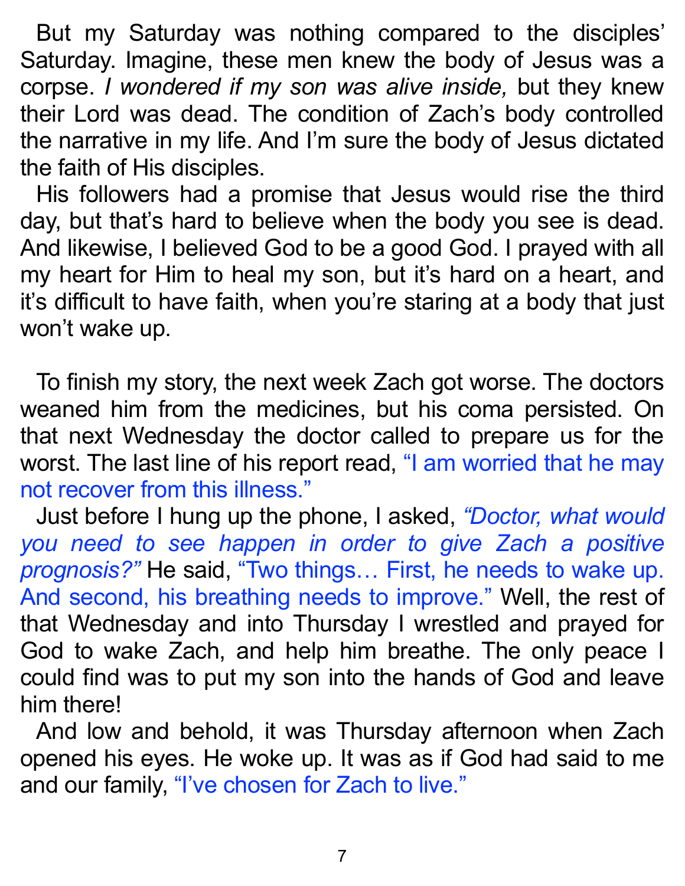But my Saturday was nothing compared to the disciples' Saturday. Imagine, these men knew the body of Jesus was a corpse. *I wondered if my son was alive inside,* but they knew their Lord was dead. The condition of Zach's body controlled the narrative in my life. And I'm sure the body of Jesus dictated the faith of His disciples.

His followers had a promise that Jesus would rise the third day, but that's hard to believe when the body you see is dead. And likewise, I believed God to be a good God. I prayed with all my heart for Him to heal my son, but it's hard on a heart, and it's difficult to have faith, when you're staring at a body that just won't wake up.

To finish my story, the next week Zach got worse. The doctors weaned him from the medicines, but his coma persisted. On that next Wednesday the doctor called to prepare us for the worst. The last line of his report read, "I am worried that he may not recover from this illness."

Just before I hung up the phone, I asked, *"Doctor, what would you need to see happen in order to give Zach a positive prognosis?"* He said, "Two things… First, he needs to wake up. And second, his breathing needs to improve." Well, the rest of that Wednesday and into Thursday I wrestled and prayed for God to wake Zach, and help him breathe. The only peace I could find was to put my son into the hands of God and leave him there!

And low and behold, it was Thursday afternoon when Zach opened his eyes. He woke up. It was as if God had said to me and our family, "I've chosen for Zach to live."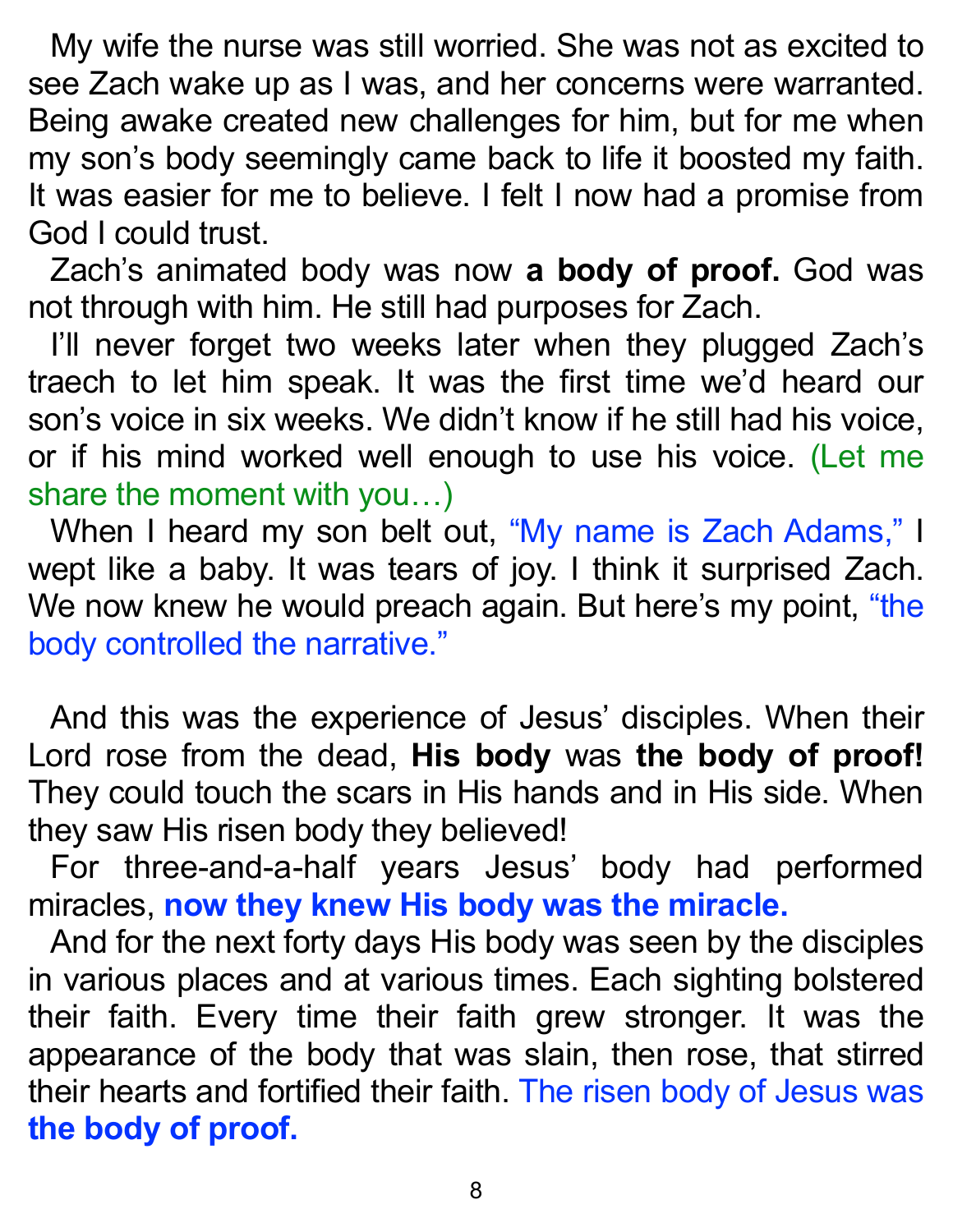My wife the nurse was still worried. She was not as excited to see Zach wake up as I was, and her concerns were warranted. Being awake created new challenges for him, but for me when my son's body seemingly came back to life it boosted my faith. It was easier for me to believe. I felt I now had a promise from God I could trust.

Zach's animated body was now **a body of proof.** God was not through with him. He still had purposes for Zach.

I'll never forget two weeks later when they plugged Zach's traech to let him speak. It was the first time we'd heard our son's voice in six weeks. We didn't know if he still had his voice, or if his mind worked well enough to use his voice. (Let me share the moment with you…)

When I heard my son belt out, "My name is Zach Adams," I wept like a baby. It was tears of joy. I think it surprised Zach. We now knew he would preach again. But here's my point, "the body controlled the narrative."

And this was the experience of Jesus' disciples. When their Lord rose from the dead, **His body** was **the body of proof!** They could touch the scars in His hands and in His side. When they saw His risen body they believed!

For three-and-a-half years Jesus' body had performed miracles, **now they knew His body was the miracle.**

And for the next forty days His body was seen by the disciples in various places and at various times. Each sighting bolstered their faith. Every time their faith grew stronger. It was the appearance of the body that was slain, then rose, that stirred their hearts and fortified their faith. The risen body of Jesus was **the body of proof.**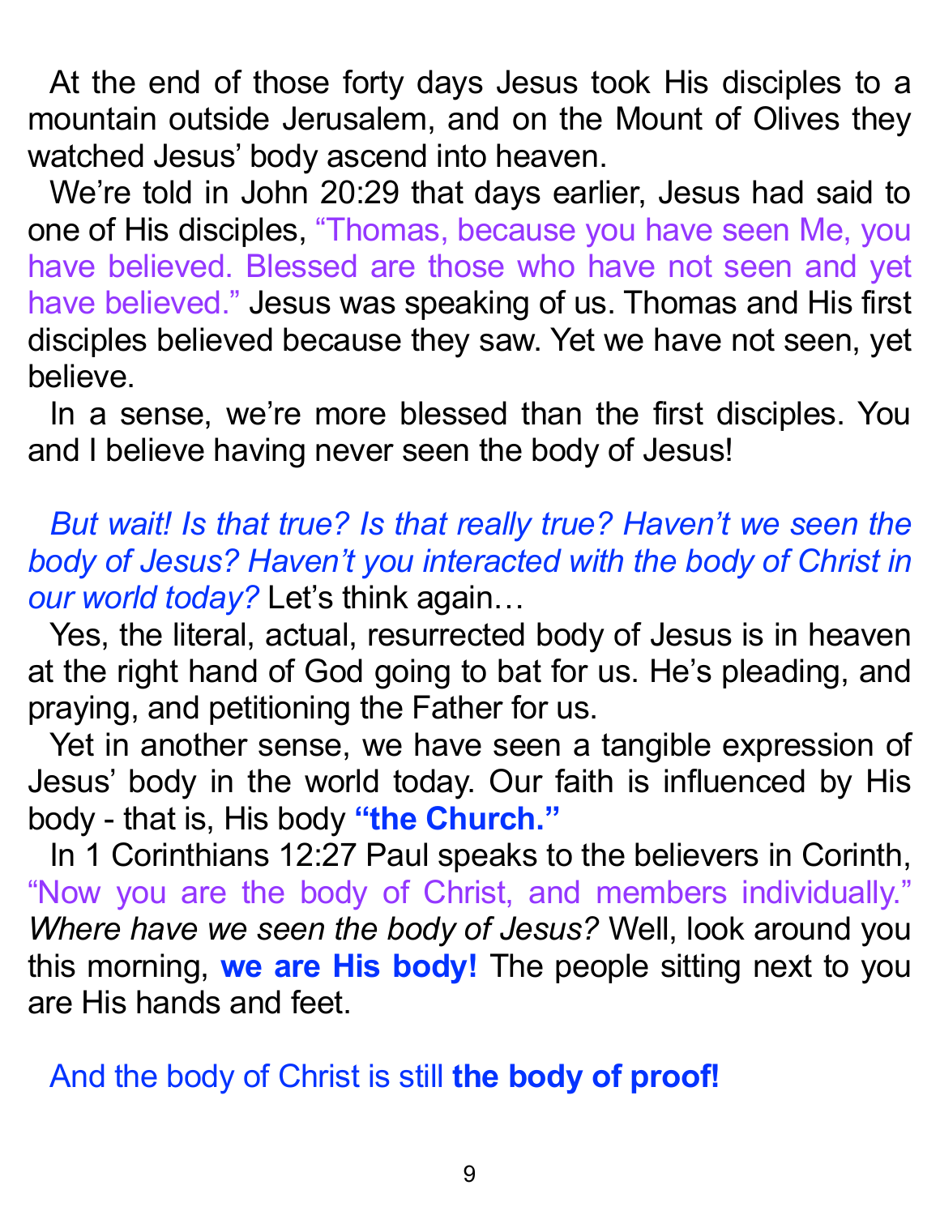At the end of those forty days Jesus took His disciples to a mountain outside Jerusalem, and on the Mount of Olives they watched Jesus' body ascend into heaven.

We're told in John 20:29 that days earlier, Jesus had said to one of His disciples, "Thomas, because you have seen Me, you have believed. Blessed are those who have not seen and yet have believed." Jesus was speaking of us. Thomas and His first disciples believed because they saw. Yet we have not seen, yet believe.

In a sense, we're more blessed than the first disciples. You and I believe having never seen the body of Jesus!

*But wait! Is that true? Is that really true? Haven't we seen the body of Jesus? Haven't you interacted with the body of Christ in our world today?* Let's think again…

Yes, the literal, actual, resurrected body of Jesus is in heaven at the right hand of God going to bat for us. He's pleading, and praying, and petitioning the Father for us.

Yet in another sense, we have seen a tangible expression of Jesus' body in the world today. Our faith is influenced by His body - that is, His body **"the Church."**

In 1 Corinthians 12:27 Paul speaks to the believers in Corinth, "Now you are the body of Christ, and members individually." *Where have we seen the body of Jesus?* Well, look around you this morning, **we are His body!** The people sitting next to you are His hands and feet.

And the body of Christ is still **the body of proof!**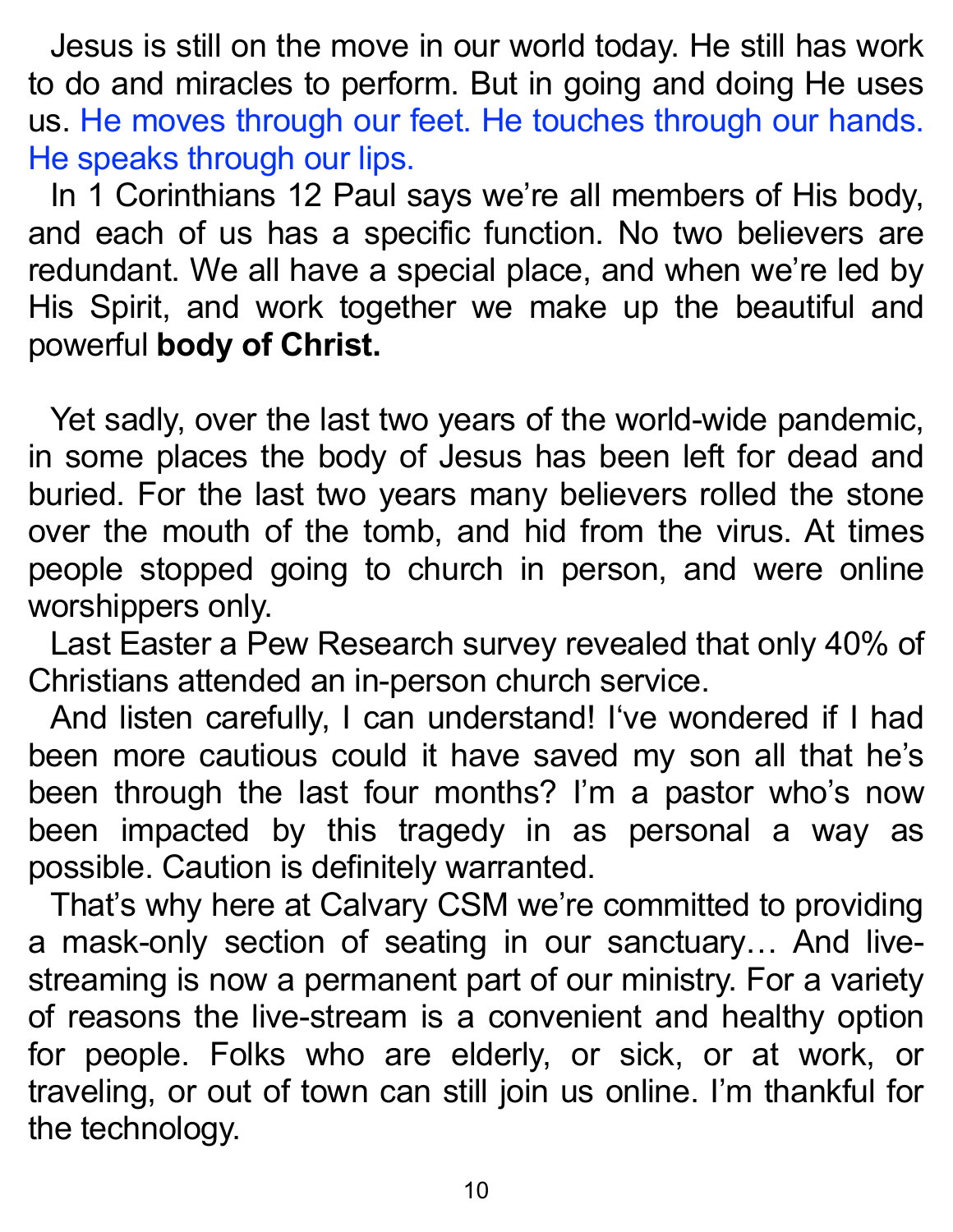Jesus is still on the move in our world today. He still has work to do and miracles to perform. But in going and doing He uses us. He moves through our feet. He touches through our hands. He speaks through our lips.

In 1 Corinthians 12 Paul says we're all members of His body, and each of us has a specific function. No two believers are redundant. We all have a special place, and when we're led by His Spirit, and work together we make up the beautiful and powerful **body of Christ.**

Yet sadly, over the last two years of the world-wide pandemic, in some places the body of Jesus has been left for dead and buried. For the last two years many believers rolled the stone over the mouth of the tomb, and hid from the virus. At times people stopped going to church in person, and were online worshippers only.

Last Easter a Pew Research survey revealed that only 40% of Christians attended an in-person church service.

And listen carefully, I can understand! I've wondered if I had been more cautious could it have saved my son all that he's been through the last four months? I'm a pastor who's now been impacted by this tragedy in as personal a way as possible. Caution is definitely warranted.

That's why here at Calvary CSM we're committed to providing a mask-only section of seating in our sanctuary… And live-streaming is now a permanent part of our ministry. For a variety of reasons the live-stream is a convenient and healthy option for people. Folks who are elderly, or sick, or at work, or traveling, or out of town can still join us online. I'm thankful for the technology.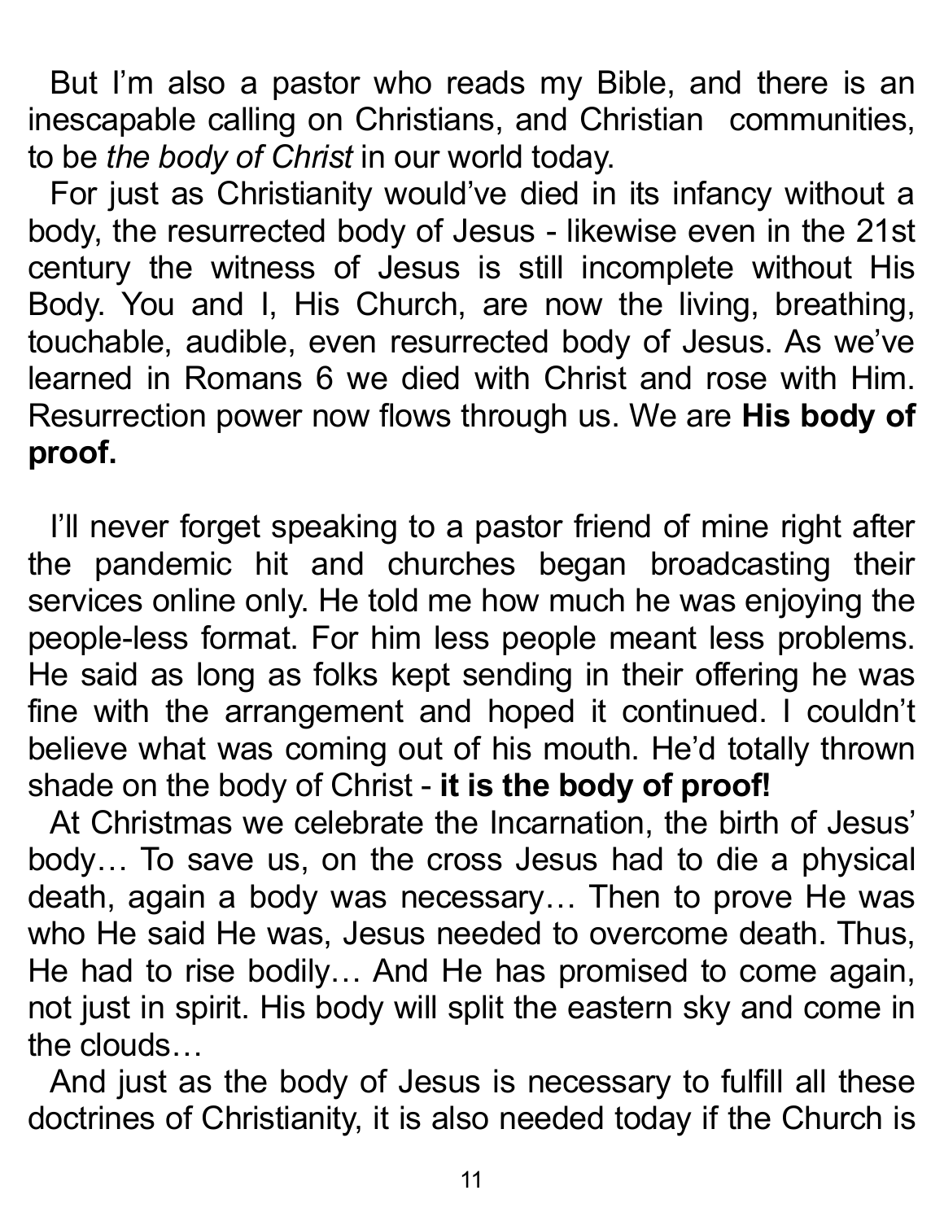But I'm also a pastor who reads my Bible, and there is an inescapable calling on Christians, and Christian communities, to be *the body of Christ* in our world today.

For just as Christianity would've died in its infancy without a body, the resurrected body of Jesus - likewise even in the 21st century the witness of Jesus is still incomplete without His Body. You and I, His Church, are now the living, breathing, touchable, audible, even resurrected body of Jesus. As we've learned in Romans 6 we died with Christ and rose with Him. Resurrection power now flows through us. We are **His body of proof.**

I'll never forget speaking to a pastor friend of mine right after the pandemic hit and churches began broadcasting their services online only. He told me how much he was enjoying the people-less format. For him less people meant less problems. He said as long as folks kept sending in their offering he was fine with the arrangement and hoped it continued. I couldn't believe what was coming out of his mouth. He'd totally thrown shade on the body of Christ - **it is the body of proof!**

At Christmas we celebrate the Incarnation, the birth of Jesus' body… To save us, on the cross Jesus had to die a physical death, again a body was necessary… Then to prove He was who He said He was, Jesus needed to overcome death. Thus, He had to rise bodily… And He has promised to come again, not just in spirit. His body will split the eastern sky and come in the clouds…

And just as the body of Jesus is necessary to fulfill all these doctrines of Christianity, it is also needed today if the Church is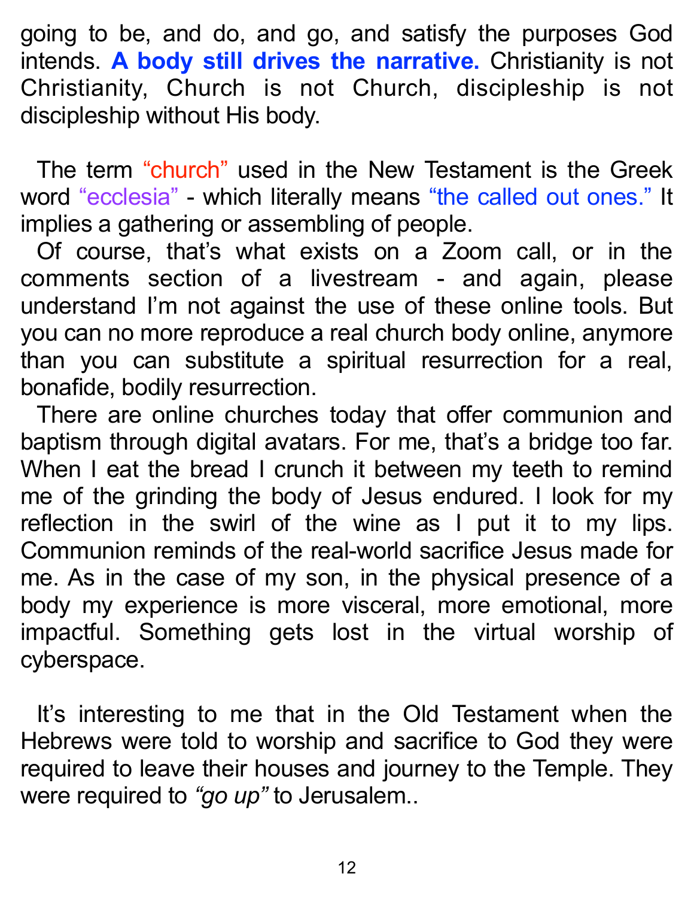going to be, and do, and go, and satisfy the purposes God intends. **A body still drives the narrative.** Christianity is not Christianity, Church is not Church, discipleship is not discipleship without His body.

The term "church" used in the New Testament is the Greek word "ecclesia" - which literally means "the called out ones." It implies a gathering or assembling of people.

Of course, that's what exists on a Zoom call, or in the comments section of a livestream - and again, please understand I'm not against the use of these online tools. But you can no more reproduce a real church body online, anymore than you can substitute a spiritual resurrection for a real, bonafide, bodily resurrection.

There are online churches today that offer communion and baptism through digital avatars. For me, that's a bridge too far. When I eat the bread I crunch it between my teeth to remind me of the grinding the body of Jesus endured. I look for my reflection in the swirl of the wine as I put it to my lips. Communion reminds of the real-world sacrifice Jesus made for me. As in the case of my son, in the physical presence of a body my experience is more visceral, more emotional, more impactful. Something gets lost in the virtual worship of cyberspace.

It's interesting to me that in the Old Testament when the Hebrews were told to worship and sacrifice to God they were required to leave their houses and journey to the Temple. They were required to *"go up"* to Jerusalem..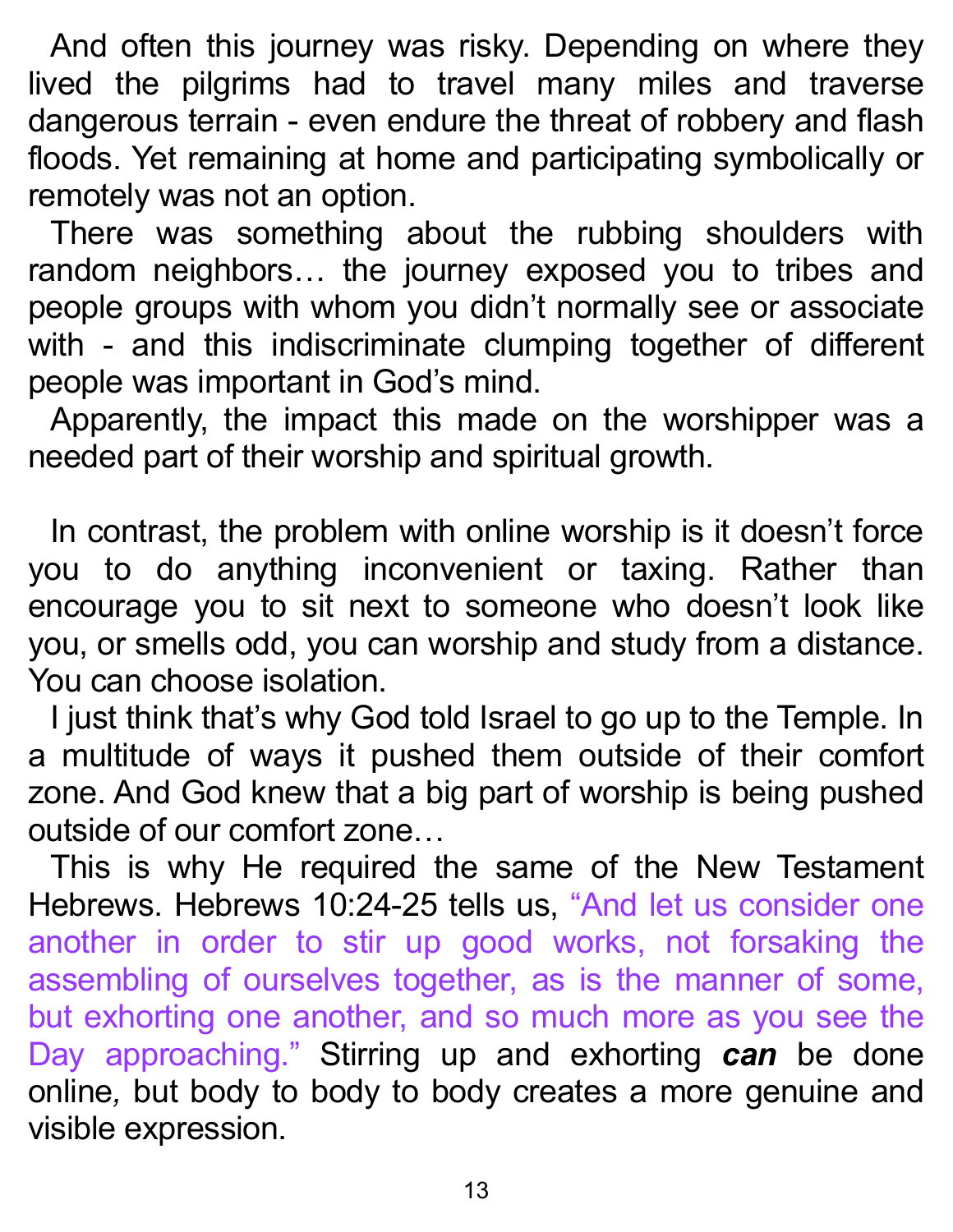And often this journey was risky. Depending on where they lived the pilgrims had to travel many miles and traverse dangerous terrain - even endure the threat of robbery and flash floods. Yet remaining at home and participating symbolically or remotely was not an option.

There was something about the rubbing shoulders with random neighbors… the journey exposed you to tribes and people groups with whom you didn't normally see or associate with - and this indiscriminate clumping together of different people was important in God's mind.

Apparently, the impact this made on the worshipper was a needed part of their worship and spiritual growth.

In contrast, the problem with online worship is it doesn't force you to do anything inconvenient or taxing. Rather than encourage you to sit next to someone who doesn't look like you, or smells odd, you can worship and study from a distance. You can choose isolation.

I just think that's why God told Israel to go up to the Temple. In a multitude of ways it pushed them outside of their comfort zone. And God knew that a big part of worship is being pushed outside of our comfort zone…

This is why He required the same of the New Testament Hebrews. Hebrews 10:24-25 tells us, "And let us consider one another in order to stir up good works, not forsaking the assembling of ourselves together, as is the manner of some, but exhorting one another, and so much more as you see the Day approaching." Stirring up and exhorting ***can*** be done online, but body to body to body creates a more genuine and visible expression.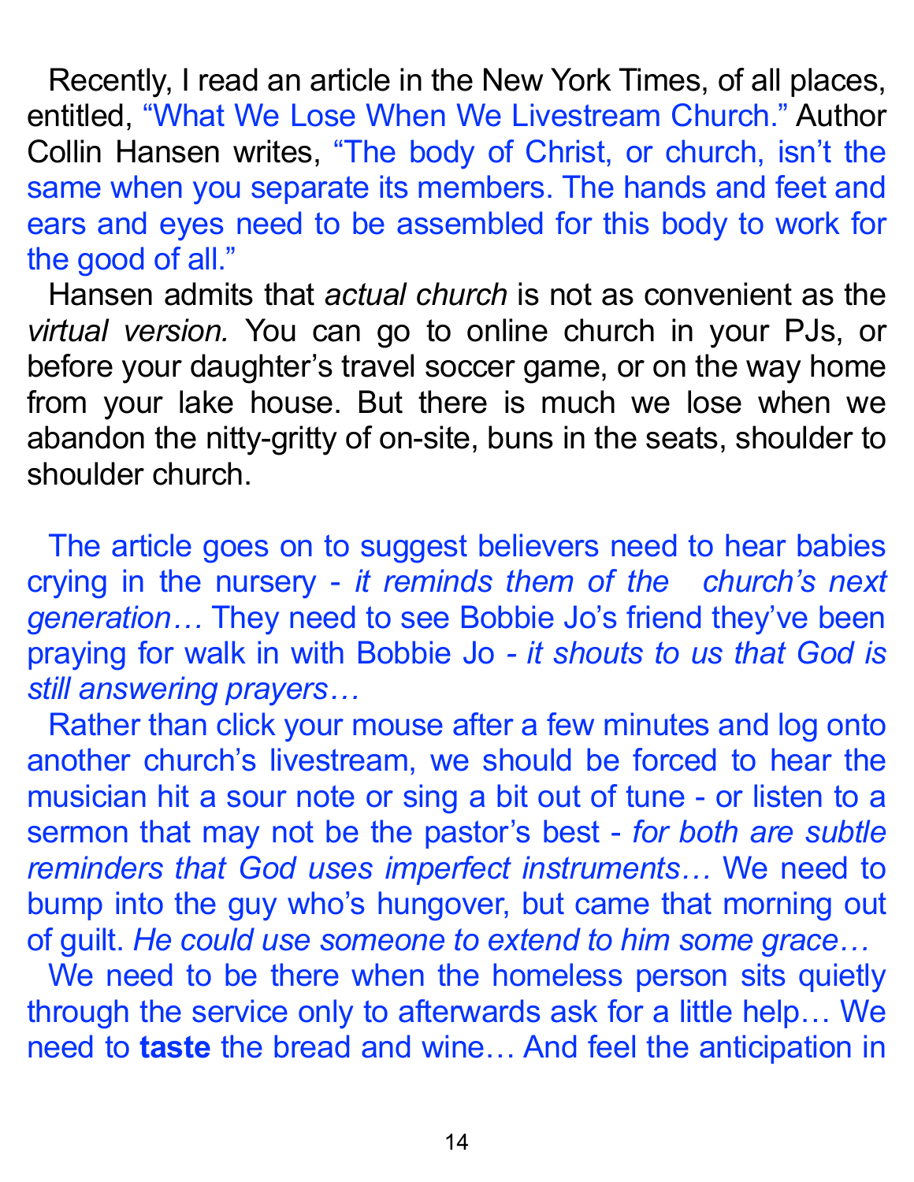Recently, I read an article in the New York Times, of all places, entitled, "What We Lose When We Livestream Church." Author Collin Hansen writes, "The body of Christ, or church, isn't the same when you separate its members. The hands and feet and ears and eyes need to be assembled for this body to work for the good of all."

Hansen admits that *actual church* is not as convenient as the *virtual version.* You can go to online church in your PJs, or before your daughter's travel soccer game, or on the way home from your lake house. But there is much we lose when we abandon the nitty-gritty of on-site, buns in the seats, shoulder to shoulder church.

The article goes on to suggest believers need to hear babies crying in the nursery - *it reminds them of the church's next generation…* They need to see Bobbie Jo's friend they've been praying for walk in with Bobbie Jo - *it shouts to us that God is still answering prayers…*

Rather than click your mouse after a few minutes and log onto another church's livestream, we should be forced to hear the musician hit a sour note or sing a bit out of tune - or listen to a sermon that may not be the pastor's best - *for both are subtle reminders that God uses imperfect instruments…* We need to bump into the guy who's hungover, but came that morning out of guilt. *He could use someone to extend to him some grace…*

We need to be there when the homeless person sits quietly through the service only to afterwards ask for a little help… We need to **taste** the bread and wine… And feel the anticipation in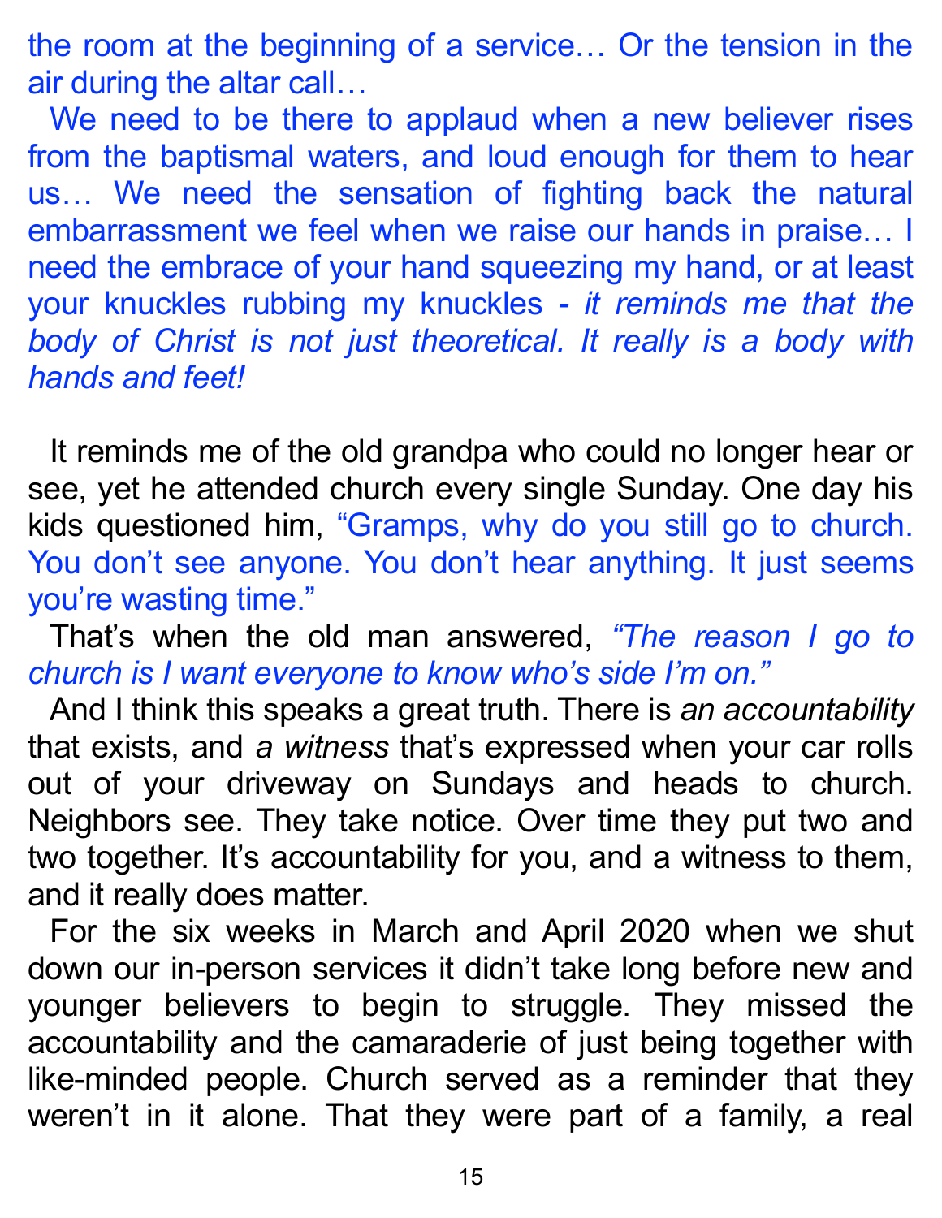the room at the beginning of a service… Or the tension in the air during the altar call…

We need to be there to applaud when a new believer rises from the baptismal waters, and loud enough for them to hear us… We need the sensation of fighting back the natural embarrassment we feel when we raise our hands in praise… I need the embrace of your hand squeezing my hand, or at least your knuckles rubbing my knuckles - *it reminds me that the body of Christ is not just theoretical. It really is a body with hands and feet!*

It reminds me of the old grandpa who could no longer hear or see, yet he attended church every single Sunday. One day his kids questioned him, "Gramps, why do you still go to church. You don't see anyone. You don't hear anything. It just seems you're wasting time."

That's when the old man answered, *"The reason I go to church is I want everyone to know who's side I'm on."*

And I think this speaks a great truth. There is *an accountability* that exists, and *a witness* that's expressed when your car rolls out of your driveway on Sundays and heads to church. Neighbors see. They take notice. Over time they put two and two together. It's accountability for you, and a witness to them, and it really does matter.

For the six weeks in March and April 2020 when we shut down our in-person services it didn't take long before new and younger believers to begin to struggle. They missed the accountability and the camaraderie of just being together with like-minded people. Church served as a reminder that they weren't in it alone. That they were part of a family, a real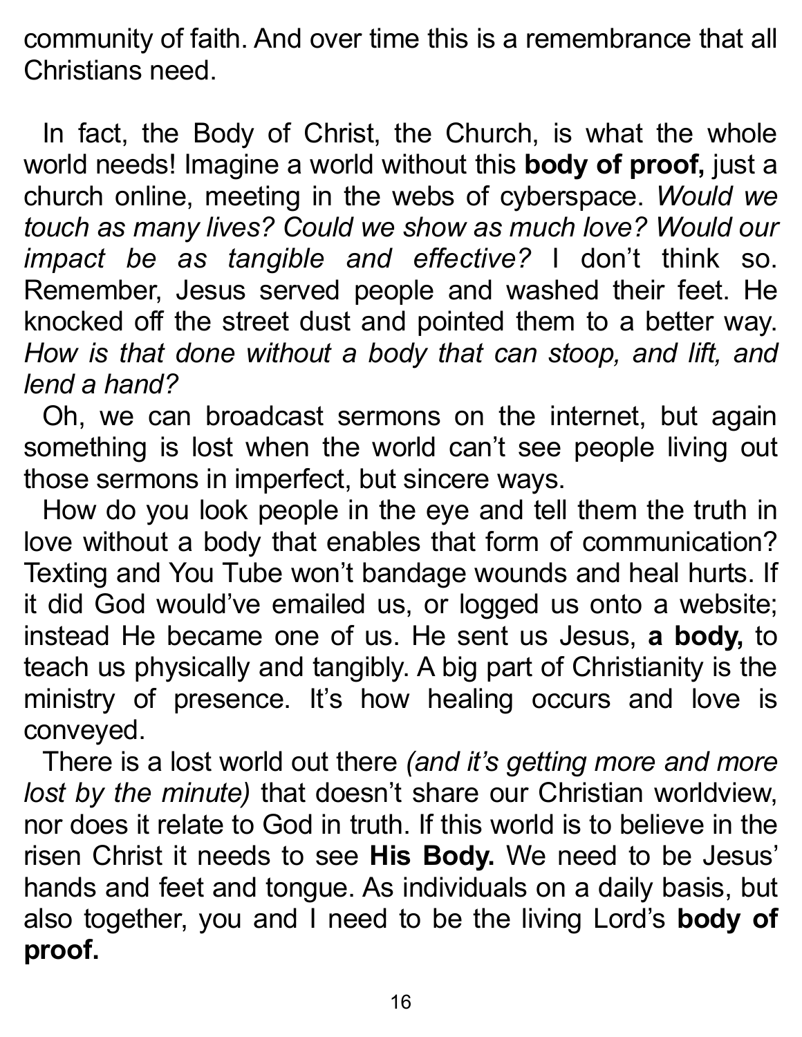community of faith. And over time this is a remembrance that all Christians need.

In fact, the Body of Christ, the Church, is what the whole world needs! Imagine a world without this **body of proof,** just a church online, meeting in the webs of cyberspace. *Would we touch as many lives? Could we show as much love? Would our impact be as tangible and effective?* I don't think so. Remember, Jesus served people and washed their feet. He knocked off the street dust and pointed them to a better way. *How is that done without a body that can stoop, and lift, and lend a hand?*

Oh, we can broadcast sermons on the internet, but again something is lost when the world can't see people living out those sermons in imperfect, but sincere ways.

How do you look people in the eye and tell them the truth in love without a body that enables that form of communication? Texting and You Tube won't bandage wounds and heal hurts. If it did God would've emailed us, or logged us onto a website; instead He became one of us. He sent us Jesus, **a body,** to teach us physically and tangibly. A big part of Christianity is the ministry of presence. It's how healing occurs and love is conveyed.

There is a lost world out there *(and it's getting more and more lost by the minute)* that doesn't share our Christian worldview, nor does it relate to God in truth. If this world is to believe in the risen Christ it needs to see **His Body.** We need to be Jesus' hands and feet and tongue. As individuals on a daily basis, but also together, you and I need to be the living Lord's **body of proof.**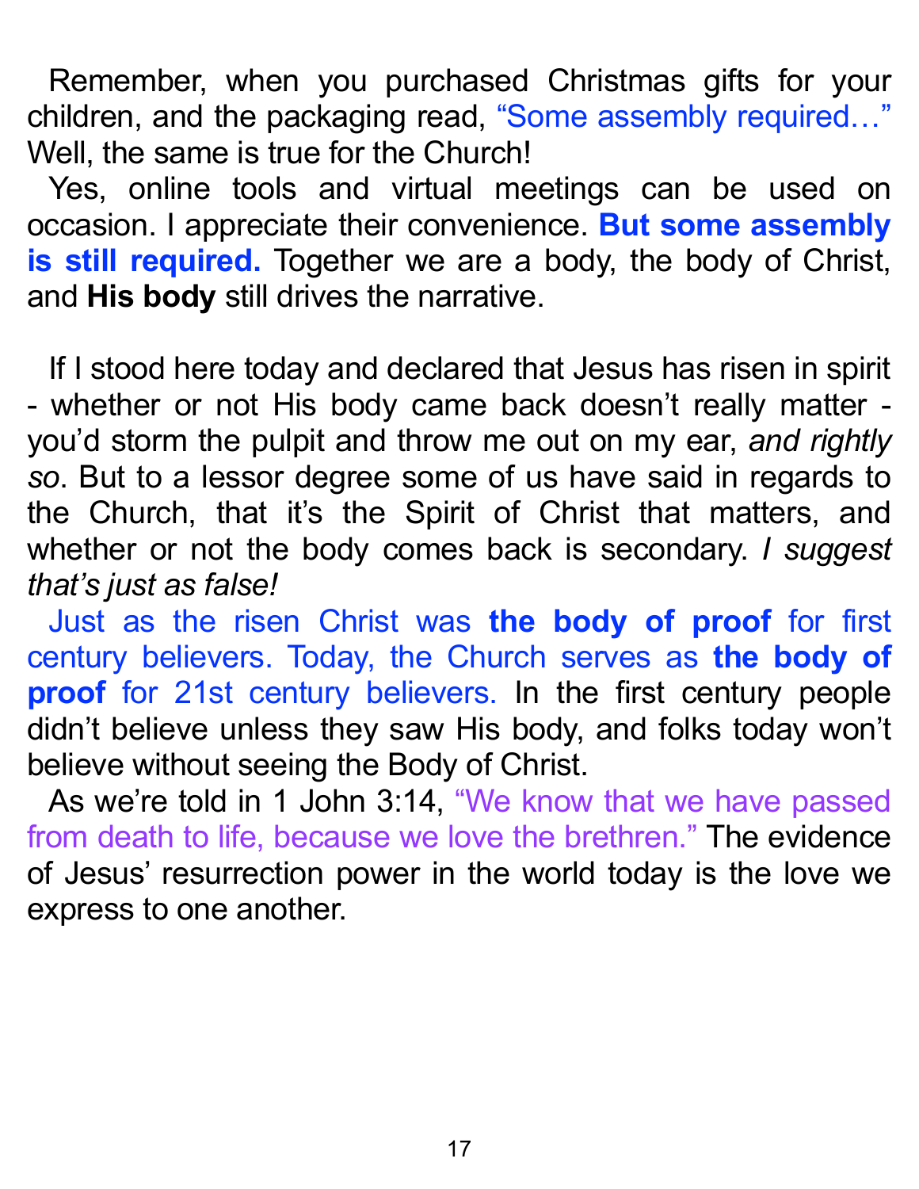Remember, when you purchased Christmas gifts for your children, and the packaging read, "Some assembly required…" Well, the same is true for the Church!

Yes, online tools and virtual meetings can be used on occasion. I appreciate their convenience. **But some assembly is still required.** Together we are a body, the body of Christ, and **His body** still drives the narrative.

If I stood here today and declared that Jesus has risen in spirit - whether or not His body came back doesn't really matter - you'd storm the pulpit and throw me out on my ear, *and rightly so*. But to a lessor degree some of us have said in regards to the Church, that it's the Spirit of Christ that matters, and whether or not the body comes back is secondary. *I suggest that's just as false!*

Just as the risen Christ was **the body of proof** for first century believers. Today, the Church serves as **the body of proof** for 21st century believers. In the first century people didn't believe unless they saw His body, and folks today won't believe without seeing the Body of Christ.

As we're told in 1 John 3:14, "We know that we have passed from death to life, because we love the brethren." The evidence of Jesus' resurrection power in the world today is the love we express to one another.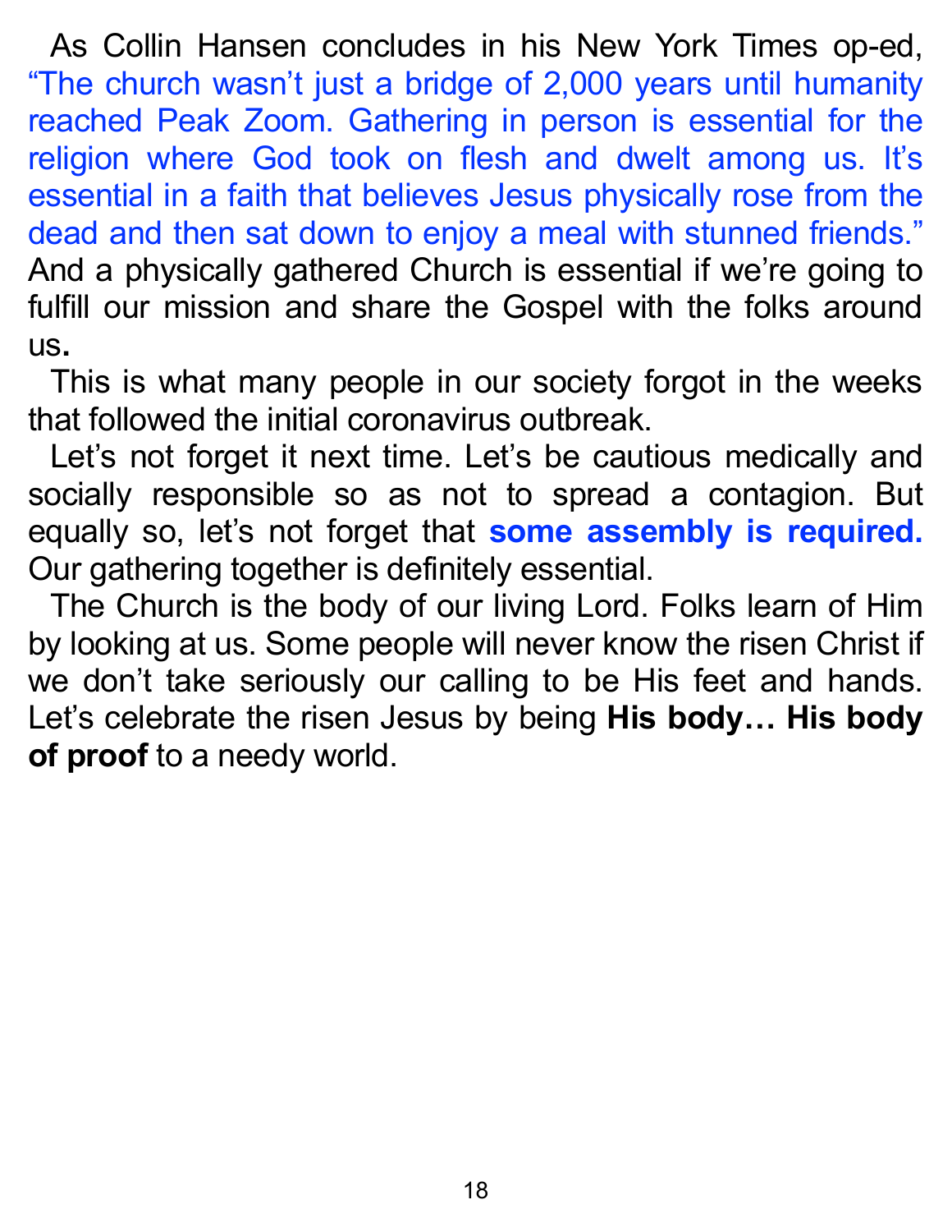As Collin Hansen concludes in his New York Times op-ed, “The church wasn’t just a bridge of 2,000 years until humanity reached Peak Zoom. Gathering in person is essential for the religion where God took on flesh and dwelt among us. It’s essential in a faith that believes Jesus physically rose from the dead and then sat down to enjoy a meal with stunned friends.” And a physically gathered Church is essential if we’re going to fulfill our mission and share the Gospel with the folks around us.

This is what many people in our society forgot in the weeks that followed the initial coronavirus outbreak.

Let’s not forget it next time. Let’s be cautious medically and socially responsible so as not to spread a contagion. But equally so, let’s not forget that **some assembly is required.** Our gathering together is definitely essential.

The Church is the body of our living Lord. Folks learn of Him by looking at us. Some people will never know the risen Christ if we don’t take seriously our calling to be His feet and hands. Let’s celebrate the risen Jesus by being **His body… His body of proof** to a needy world.